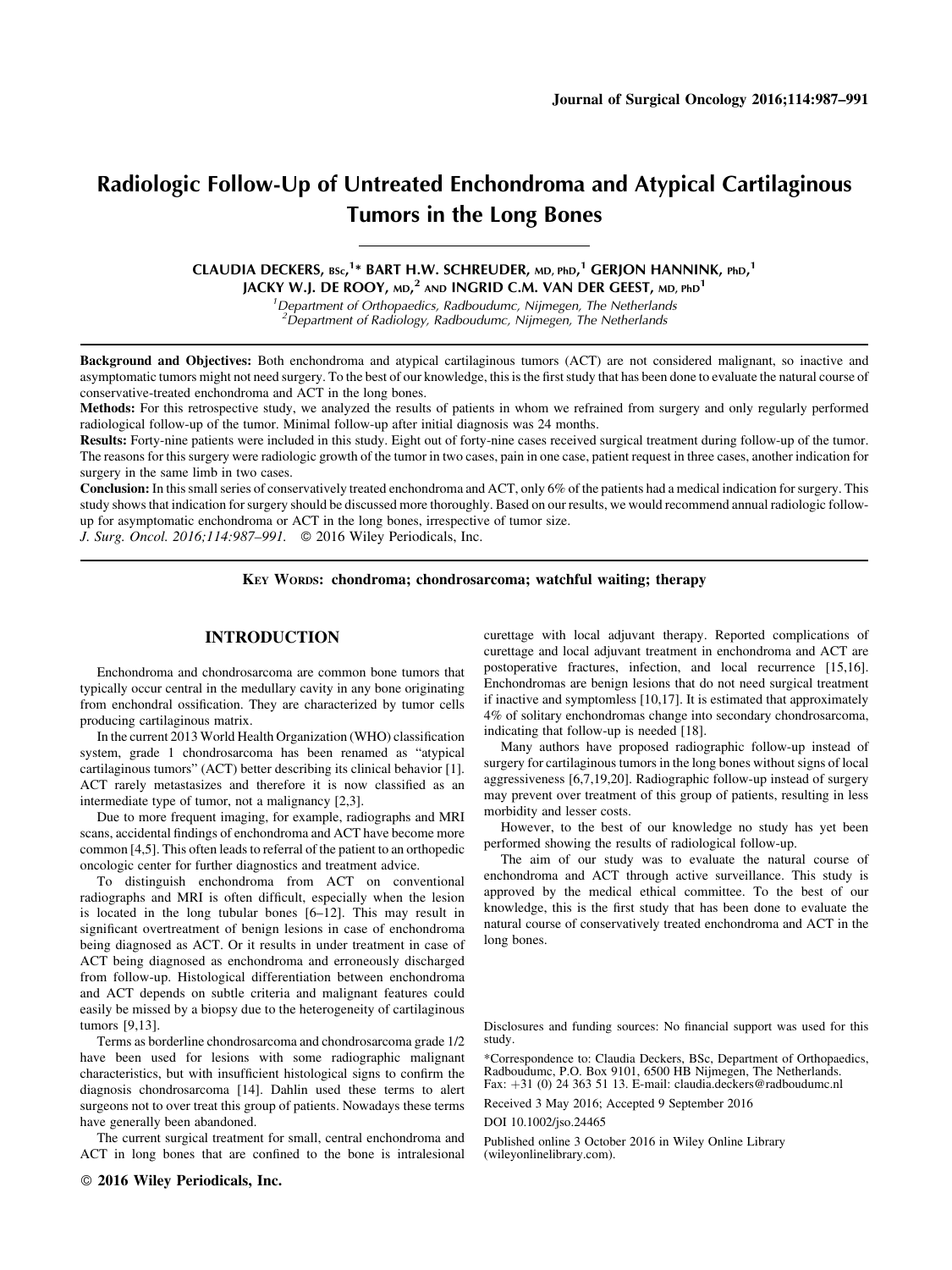# Radiologic Follow-Up of Untreated Enchondroma and Atypical Cartilaginous Tumors in the Long Bones

CLAUDIA DECKERS, BSc,[1]* BART H.W. SCHREUDER, MD, PhD,[1] GERJON HANNINK, PhD,[1] JACKY W.J. DE ROOY, MD,[2] AND INGRID C.M. VAN DER GEEST, MD, PhD[1]

[1]Department of Orthopaedics, Radboudumc, Nijmegen, The Netherlands
[2]Department of Radiology, Radboudumc, Nijmegen, The Netherlands

**Background and Objectives:** Both enchondroma and atypical cartilaginous tumors (ACT) are not considered malignant, so inactive and asymptomatic tumors might not need surgery. To the best of our knowledge, this is the first study that has been done to evaluate the natural course of conservative-treated enchondroma and ACT in the long bones.

**Methods:** For this retrospective study, we analyzed the results of patients in whom we refrained from surgery and only regularly performed radiological follow-up of the tumor. Minimal follow-up after initial diagnosis was 24 months.

**Results:** Forty-nine patients were included in this study. Eight out of forty-nine cases received surgical treatment during follow-up of the tumor. The reasons for this surgery were radiologic growth of the tumor in two cases, pain in one case, patient request in three cases, another indication for surgery in the same limb in two cases.

**Conclusion:** In this small series of conservatively treated enchondroma and ACT, only 6% of the patients had a medical indication for surgery. This study shows that indication for surgery should be discussed more thoroughly. Based on our results, we would recommend annual radiologic follow-up for asymptomatic enchondroma or ACT in the long bones, irrespective of tumor size.

*J. Surg. Oncol. 2016;114:987–991.* © 2016 Wiley Periodicals, Inc.

**KEY WORDS: chondroma; chondrosarcoma; watchful waiting; therapy**

## INTRODUCTION

Enchondroma and chondrosarcoma are common bone tumors that typically occur central in the medullary cavity in any bone originating from enchondral ossification. They are characterized by tumor cells producing cartilaginous matrix.

In the current 2013 World Health Organization (WHO) classification system, grade 1 chondrosarcoma has been renamed as "atypical cartilaginous tumors" (ACT) better describing its clinical behavior [1]. ACT rarely metastasizes and therefore it is now classified as an intermediate type of tumor, not a malignancy [2,3].

Due to more frequent imaging, for example, radiographs and MRI scans, accidental findings of enchondroma and ACT have become more common [4,5]. This often leads to referral of the patient to an orthopedic oncologic center for further diagnostics and treatment advice.

To distinguish enchondroma from ACT on conventional radiographs and MRI is often difficult, especially when the lesion is located in the long tubular bones [6–12]. This may result in significant overtreatment of benign lesions in case of enchondroma being diagnosed as ACT. Or it results in under treatment in case of ACT being diagnosed as enchondroma and erroneously discharged from follow-up. Histological differentiation between enchondroma and ACT depends on subtle criteria and malignant features could easily be missed by a biopsy due to the heterogeneity of cartilaginous tumors [9,13].

Terms as borderline chondrosarcoma and chondrosarcoma grade 1/2 have been used for lesions with some radiographic malignant characteristics, but with insufficient histological signs to confirm the diagnosis chondrosarcoma [14]. Dahlin used these terms to alert surgeons not to over treat this group of patients. Nowadays these terms have generally been abandoned.

The current surgical treatment for small, central enchondroma and ACT in long bones that are confined to the bone is intralesional curettage with local adjuvant therapy. Reported complications of curettage and local adjuvant treatment in enchondroma and ACT are postoperative fractures, infection, and local recurrence [15,16]. Enchondromas are benign lesions that do not need surgical treatment if inactive and symptomless [10,17]. It is estimated that approximately 4% of solitary enchondromas change into secondary chondrosarcoma, indicating that follow-up is needed [18].

Many authors have proposed radiographic follow-up instead of surgery for cartilaginous tumors in the long bones without signs of local aggressiveness [6,7,19,20]. Radiographic follow-up instead of surgery may prevent over treatment of this group of patients, resulting in less morbidity and lesser costs.

However, to the best of our knowledge no study has yet been performed showing the results of radiological follow-up.

The aim of our study was to evaluate the natural course of enchondroma and ACT through active surveillance. This study is approved by the medical ethical committee. To the best of our knowledge, this is the first study that has been done to evaluate the natural course of conservatively treated enchondroma and ACT in the long bones.

Disclosures and funding sources: No financial support was used for this study.

*Correspondence to: Claudia Deckers, BSc, Department of Orthopaedics, Radboudumc, P.O. Box 9101, 6500 HB Nijmegen, The Netherlands. Fax: +31 (0) 24 363 51 13. E-mail: claudia.deckers@radboudumc.nl

Received 3 May 2016; Accepted 9 September 2016

DOI 10.1002/jso.24465

Published online 3 October 2016 in Wiley Online Library (wileyonlinelibrary.com).

© 2016 Wiley Periodicals, Inc.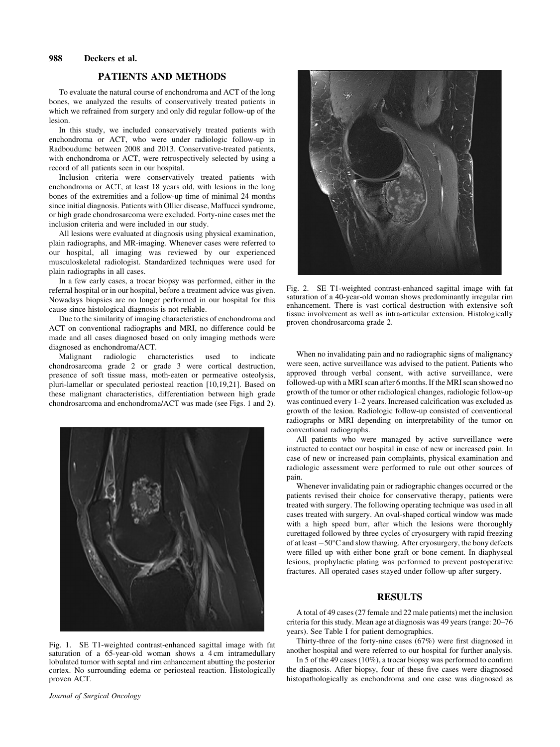## PATIENTS AND METHODS

To evaluate the natural course of enchondroma and ACT of the long bones, we analyzed the results of conservatively treated patients in which we refrained from surgery and only did regular follow-up of the lesion.

In this study, we included conservatively treated patients with enchondroma or ACT, who were under radiologic follow-up in Radboudumc between 2008 and 2013. Conservative-treated patients, with enchondroma or ACT, were retrospectively selected by using a record of all patients seen in our hospital.

Inclusion criteria were conservatively treated patients with enchondroma or ACT, at least 18 years old, with lesions in the long bones of the extremities and a follow-up time of minimal 24 months since initial diagnosis. Patients with Ollier disease, Maffucci syndrome, or high grade chondrosarcoma were excluded. Forty-nine cases met the inclusion criteria and were included in our study.

All lesions were evaluated at diagnosis using physical examination, plain radiographs, and MR-imaging. Whenever cases were referred to our hospital, all imaging was reviewed by our experienced musculoskeletal radiologist. Standardized techniques were used for plain radiographs in all cases.

In a few early cases, a trocar biopsy was performed, either in the referral hospital or in our hospital, before a treatment advice was given. Nowadays biopsies are no longer performed in our hospital for this cause since histological diagnosis is not reliable.

Due to the similarity of imaging characteristics of enchondroma and ACT on conventional radiographs and MRI, no difference could be made and all cases diagnosed based on only imaging methods were diagnosed as enchondroma/ACT.

Malignant radiologic characteristics used to indicate chondrosarcoma grade 2 or grade 3 were cortical destruction, presence of soft tissue mass, moth-eaten or permeative osteolysis, pluri-lamellar or speculated periosteal reaction [10,19,21]. Based on these malignant characteristics, differentiation between high grade chondrosarcoma and enchondroma/ACT was made (see Figs. 1 and 2).

Fig. 1. SE T1-weighted contrast-enhanced sagittal image with fat saturation of a 65-year-old woman shows a 4 cm intramedullary lobulated tumor with septal and rim enhancement abutting the posterior cortex. No surrounding edema or periosteal reaction. Histologically proven ACT.

Fig. 2. SE T1-weighted contrast-enhanced sagittal image with fat saturation of a 40-year-old woman shows predominantly irregular rim enhancement. There is vast cortical destruction with extensive soft tissue involvement as well as intra-articular extension. Histologically proven chondrosarcoma grade 2.

When no invalidating pain and no radiographic signs of malignancy were seen, active surveillance was advised to the patient. Patients who approved through verbal consent, with active surveillance, were followed-up with a MRI scan after 6 months. If the MRI scan showed no growth of the tumor or other radiological changes, radiologic follow-up was continued every 1–2 years. Increased calcification was excluded as growth of the lesion. Radiologic follow-up consisted of conventional radiographs or MRI depending on interpretability of the tumor on conventional radiographs.

All patients who were managed by active surveillance were instructed to contact our hospital in case of new or increased pain. In case of new or increased pain complaints, physical examination and radiologic assessment were performed to rule out other sources of pain.

Whenever invalidating pain or radiographic changes occurred or the patients revised their choice for conservative therapy, patients were treated with surgery. The following operating technique was used in all cases treated with surgery. An oval-shaped cortical window was made with a high speed burr, after which the lesions were thoroughly curettaged followed by three cycles of cryosurgery with rapid freezing of at least −50°C and slow thawing. After cryosurgery, the bony defects were filled up with either bone graft or bone cement. In diaphyseal lesions, prophylactic plating was performed to prevent postoperative fractures. All operated cases stayed under follow-up after surgery.

## RESULTS

A total of 49 cases (27 female and 22 male patients) met the inclusion criteria for this study. Mean age at diagnosis was 49 years (range: 20–76 years). See Table I for patient demographics.

Thirty-three of the forty-nine cases (67%) were first diagnosed in another hospital and were referred to our hospital for further analysis.

In 5 of the 49 cases (10%), a trocar biopsy was performed to confirm the diagnosis. After biopsy, four of these five cases were diagnosed histopathologically as enchondroma and one case was diagnosed as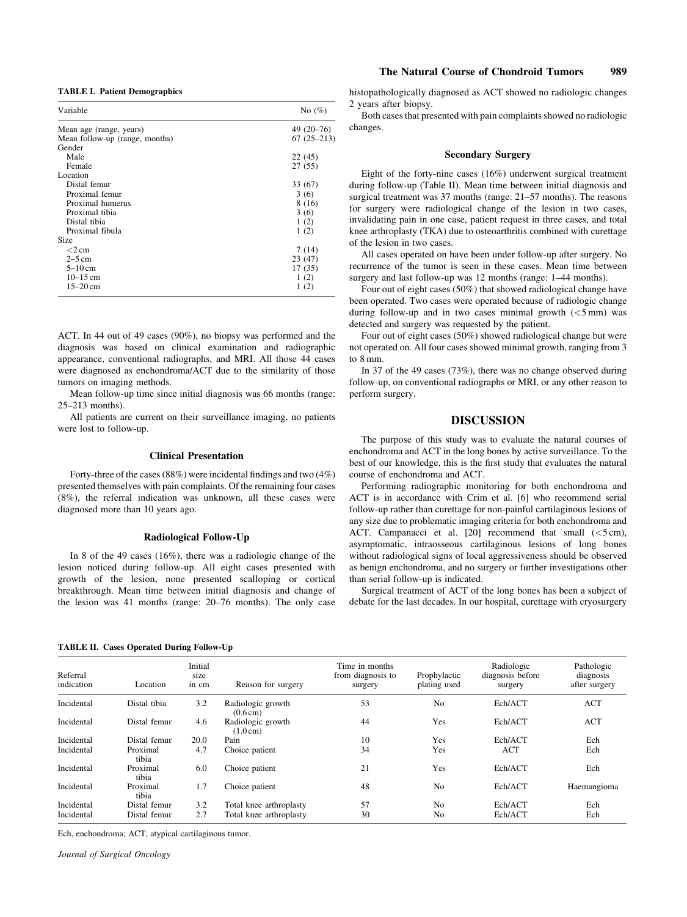**TABLE I. Patient Demographics**

| Variable | No (%) |
|---|---|
| Mean age (range, years) | 49 (20–76) |
| Mean follow-up (range, months) | 67 (25–213) |
| Gender | |
| Male | 22 (45) |
| Female | 27 (55) |
| Location | |
| Distal femur | 33 (67) |
| Proximal femur | 3 (6) |
| Proximal humerus | 8 (16) |
| Proximal tibia | 3 (6) |
| Distal tibia | 1 (2) |
| Proximal fibula | 1 (2) |
| Size | |
| <2 cm | 7 (14) |
| 2–5 cm | 23 (47) |
| 5–10 cm | 17 (35) |
| 10–15 cm | 1 (2) |
| 15–20 cm | 1 (2) |

ACT. In 44 out of 49 cases (90%), no biopsy was performed and the diagnosis was based on clinical examination and radiographic appearance, conventional radiographs, and MRI. All those 44 cases were diagnosed as enchondroma/ACT due to the similarity of those tumors on imaging methods.

Mean follow-up time since initial diagnosis was 66 months (range: 25–213 months).

All patients are current on their surveillance imaging, no patients were lost to follow-up.

### Clinical Presentation

Forty-three of the cases (88%) were incidental findings and two (4%) presented themselves with pain complaints. Of the remaining four cases (8%), the referral indication was unknown, all these cases were diagnosed more than 10 years ago.

### Radiological Follow-Up

In 8 of the 49 cases (16%), there was a radiologic change of the lesion noticed during follow-up. All eight cases presented with growth of the lesion, none presented scalloping or cortical breakthrough. Mean time between initial diagnosis and change of the lesion was 41 months (range: 20–76 months). The only case histopathologically diagnosed as ACT showed no radiologic changes 2 years after biopsy.

Both cases that presented with pain complaints showed no radiologic changes.

### Secondary Surgery

Eight of the forty-nine cases (16%) underwent surgical treatment during follow-up (Table II). Mean time between initial diagnosis and surgical treatment was 37 months (range: 21–57 months). The reasons for surgery were radiological change of the lesion in two cases, invalidating pain in one case, patient request in three cases, and total knee arthroplasty (TKA) due to osteoarthritis combined with curettage of the lesion in two cases.

All cases operated on have been under follow-up after surgery. No recurrence of the tumor is seen in these cases. Mean time between surgery and last follow-up was 12 months (range: 1–44 months).

Four out of eight cases (50%) that showed radiological change have been operated. Two cases were operated because of radiologic change during follow-up and in two cases minimal growth (<5 mm) was detected and surgery was requested by the patient.

Four out of eight cases (50%) showed radiological change but were not operated on. All four cases showed minimal growth, ranging from 3 to 8 mm.

In 37 of the 49 cases (73%), there was no change observed during follow-up, on conventional radiographs or MRI, or any other reason to perform surgery.

## DISCUSSION

The purpose of this study was to evaluate the natural courses of enchondroma and ACT in the long bones by active surveillance. To the best of our knowledge, this is the first study that evaluates the natural course of enchondroma and ACT.

Performing radiographic monitoring for both enchondroma and ACT is in accordance with Crim et al. [6] who recommend serial follow-up rather than curettage for non-painful cartilaginous lesions of any size due to problematic imaging criteria for both enchondroma and ACT. Campanacci et al. [20] recommend that small (<5 cm), asymptomatic, intraosseous cartilaginous lesions of long bones without radiological signs of local aggressiveness should be observed as benign enchondroma, and no surgery or further investigations other than serial follow-up is indicated.

Surgical treatment of ACT of the long bones has been a subject of debate for the last decades. In our hospital, curettage with cryosurgery

**TABLE II. Cases Operated During Follow-Up**

| Referral indication | Location | Initial size in cm | Reason for surgery | Time in months from diagnosis to surgery | Prophylactic plating used | Radiologic diagnosis before surgery | Pathologic diagnosis after surgery |
|---|---|---|---|---|---|---|---|
| Incidental | Distal tibia | 3.2 | Radiologic growth (0.6 cm) | 53 | No | Ech/ACT | ACT |
| Incidental | Distal femur | 4.6 | Radiologic growth (1.0 cm) | 44 | Yes | Ech/ACT | ACT |
| Incidental | Distal femur | 20.0 | Pain | 10 | Yes | Ech/ACT | Ech |
| Incidental | Proximal tibia | 4.7 | Choice patient | 34 | Yes | ACT | Ech |
| Incidental | Proximal tibia | 6.0 | Choice patient | 21 | Yes | Ech/ACT | Ech |
| Incidental | Proximal tibia | 1.7 | Choice patient | 48 | No | Ech/ACT | Haemangioma |
| Incidental | Distal femur | 3.2 | Total knee arthroplasty | 57 | No | Ech/ACT | Ech |
| Incidental | Distal femur | 2.7 | Total knee arthroplasty | 30 | No | Ech/ACT | Ech |

Ech, enchondroma; ACT, atypical cartilaginous tumor.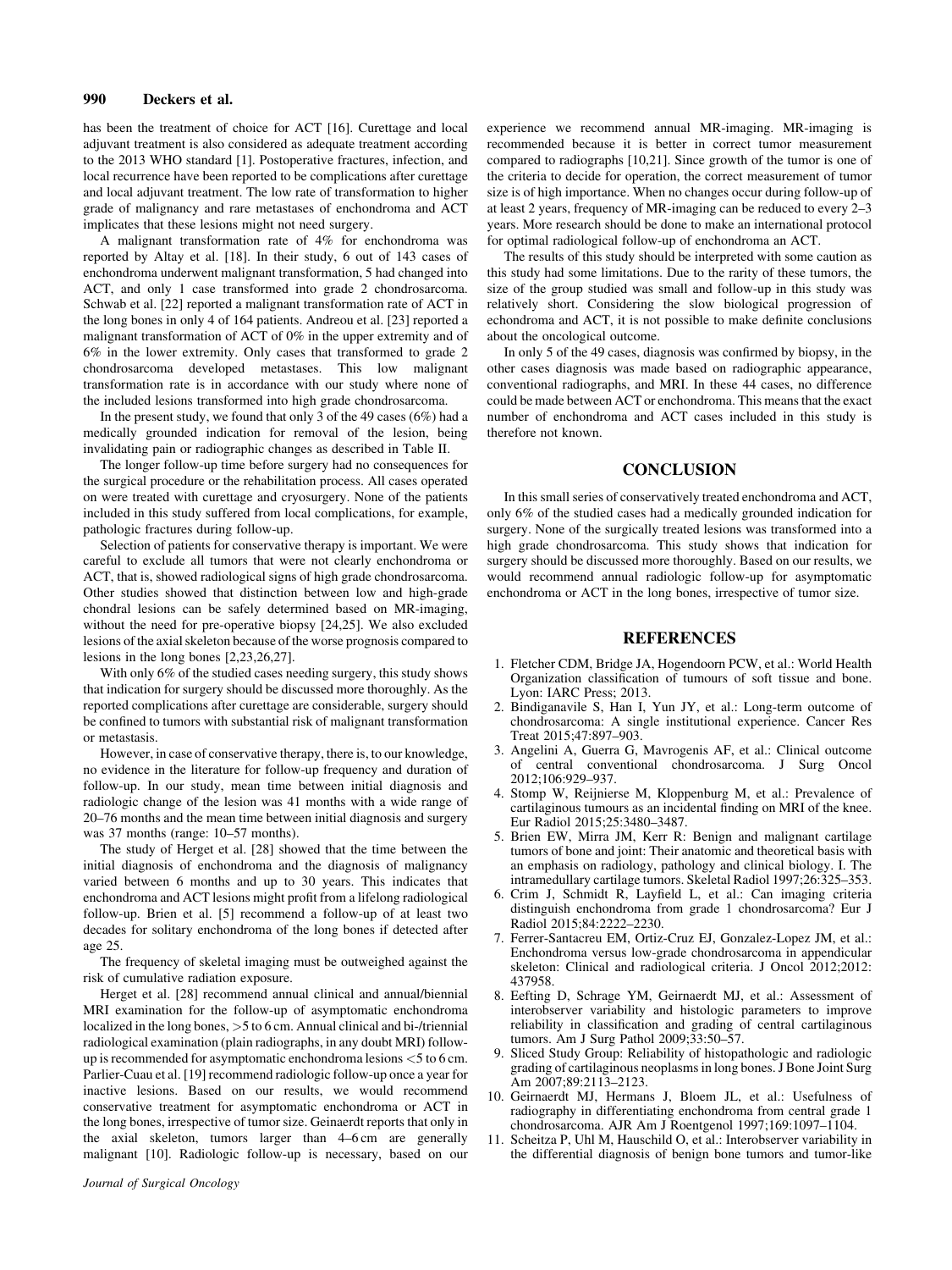has been the treatment of choice for ACT [16]. Curettage and local adjuvant treatment is also considered as adequate treatment according to the 2013 WHO standard [1]. Postoperative fractures, infection, and local recurrence have been reported to be complications after curettage and local adjuvant treatment. The low rate of transformation to higher grade of malignancy and rare metastases of enchondroma and ACT implicates that these lesions might not need surgery.

A malignant transformation rate of 4% for enchondroma was reported by Altay et al. [18]. In their study, 6 out of 143 cases of enchondroma underwent malignant transformation, 5 had changed into ACT, and only 1 case transformed into grade 2 chondrosarcoma. Schwab et al. [22] reported a malignant transformation rate of ACT in the long bones in only 4 of 164 patients. Andreou et al. [23] reported a malignant transformation of ACT of 0% in the upper extremity and of 6% in the lower extremity. Only cases that transformed to grade 2 chondrosarcoma developed metastases. This low malignant transformation rate is in accordance with our study where none of the included lesions transformed into high grade chondrosarcoma.

In the present study, we found that only 3 of the 49 cases (6%) had a medically grounded indication for removal of the lesion, being invalidating pain or radiographic changes as described in Table II.

The longer follow-up time before surgery had no consequences for the surgical procedure or the rehabilitation process. All cases operated on were treated with curettage and cryosurgery. None of the patients included in this study suffered from local complications, for example, pathologic fractures during follow-up.

Selection of patients for conservative therapy is important. We were careful to exclude all tumors that were not clearly enchondroma or ACT, that is, showed radiological signs of high grade chondrosarcoma. Other studies showed that distinction between low and high-grade chondral lesions can be safely determined based on MR-imaging, without the need for pre-operative biopsy [24,25]. We also excluded lesions of the axial skeleton because of the worse prognosis compared to lesions in the long bones [2,23,26,27].

With only 6% of the studied cases needing surgery, this study shows that indication for surgery should be discussed more thoroughly. As the reported complications after curettage are considerable, surgery should be confined to tumors with substantial risk of malignant transformation or metastasis.

However, in case of conservative therapy, there is, to our knowledge, no evidence in the literature for follow-up frequency and duration of follow-up. In our study, mean time between initial diagnosis and radiologic change of the lesion was 41 months with a wide range of 20–76 months and the mean time between initial diagnosis and surgery was 37 months (range: 10–57 months).

The study of Herget et al. [28] showed that the time between the initial diagnosis of enchondroma and the diagnosis of malignancy varied between 6 months and up to 30 years. This indicates that enchondroma and ACT lesions might profit from a lifelong radiological follow-up. Brien et al. [5] recommend a follow-up of at least two decades for solitary enchondroma of the long bones if detected after age 25.

The frequency of skeletal imaging must be outweighed against the risk of cumulative radiation exposure.

Herget et al. [28] recommend annual clinical and annual/biennial MRI examination for the follow-up of asymptomatic enchondroma localized in the long bones, >5 to 6 cm. Annual clinical and bi-/triennial radiological examination (plain radiographs, in any doubt MRI) follow-up is recommended for asymptomatic enchondroma lesions <5 to 6 cm. Parlier-Cuau et al. [19] recommend radiologic follow-up once a year for inactive lesions. Based on our results, we would recommend conservative treatment for asymptomatic enchondroma or ACT in the long bones, irrespective of tumor size. Geinaerdt reports that only in the axial skeleton, tumors larger than 4–6 cm are generally malignant [10]. Radiologic follow-up is necessary, based on our experience we recommend annual MR-imaging. MR-imaging is recommended because it is better in correct tumor measurement compared to radiographs [10,21]. Since growth of the tumor is one of the criteria to decide for operation, the correct measurement of tumor size is of high importance. When no changes occur during follow-up of at least 2 years, frequency of MR-imaging can be reduced to every 2–3 years. More research should be done to make an international protocol for optimal radiological follow-up of enchondroma an ACT.

The results of this study should be interpreted with some caution as this study had some limitations. Due to the rarity of these tumors, the size of the group studied was small and follow-up in this study was relatively short. Considering the slow biological progression of echondroma and ACT, it is not possible to make definite conclusions about the oncological outcome.

In only 5 of the 49 cases, diagnosis was confirmed by biopsy, in the other cases diagnosis was made based on radiographic appearance, conventional radiographs, and MRI. In these 44 cases, no difference could be made between ACT or enchondroma. This means that the exact number of enchondroma and ACT cases included in this study is therefore not known.

## CONCLUSION

In this small series of conservatively treated enchondroma and ACT, only 6% of the studied cases had a medically grounded indication for surgery. None of the surgically treated lesions was transformed into a high grade chondrosarcoma. This study shows that indication for surgery should be discussed more thoroughly. Based on our results, we would recommend annual radiologic follow-up for asymptomatic enchondroma or ACT in the long bones, irrespective of tumor size.

## REFERENCES

1. Fletcher CDM, Bridge JA, Hogendoorn PCW, et al.: World Health Organization classification of tumours of soft tissue and bone. Lyon: IARC Press; 2013.
2. Bindiganavile S, Han I, Yun JY, et al.: Long-term outcome of chondrosarcoma: A single institutional experience. Cancer Res Treat 2015;47:897–903.
3. Angelini A, Guerra G, Mavrogenis AF, et al.: Clinical outcome of central conventional chondrosarcoma. J Surg Oncol 2012;106:929–937.
4. Stomp W, Reijnierse M, Kloppenburg M, et al.: Prevalence of cartilaginous tumours as an incidental finding on MRI of the knee. Eur Radiol 2015;25:3480–3487.
5. Brien EW, Mirra JM, Kerr R: Benign and malignant cartilage tumors of bone and joint: Their anatomic and theoretical basis with an emphasis on radiology, pathology and clinical biology. I. The intramedullary cartilage tumors. Skeletal Radiol 1997;26:325–353.
6. Crim J, Schmidt R, Layfield L, et al.: Can imaging criteria distinguish enchondroma from grade 1 chondrosarcoma? Eur J Radiol 2015;84:2222–2230.
7. Ferrer-Santacreu EM, Ortiz-Cruz EJ, Gonzalez-Lopez JM, et al.: Enchondroma versus low-grade chondrosarcoma in appendicular skeleton: Clinical and radiological criteria. J Oncol 2012;2012: 437958.
8. Eefting D, Schrage YM, Geirnaerdt MJ, et al.: Assessment of interobserver variability and histologic parameters to improve reliability in classification and grading of central cartilaginous tumors. Am J Surg Pathol 2009;33:50–57.
9. Sliced Study Group: Reliability of histopathologic and radiologic grading of cartilaginous neoplasms in long bones. J Bone Joint Surg Am 2007;89:2113–2123.
10. Geirnaerdt MJ, Hermans J, Bloem JL, et al.: Usefulness of radiography in differentiating enchondroma from central grade 1 chondrosarcoma. AJR Am J Roentgenol 1997;169:1097–1104.
11. Scheitza P, Uhl M, Hauschild O, et al.: Interobserver variability in the differential diagnosis of benign bone tumors and tumor-like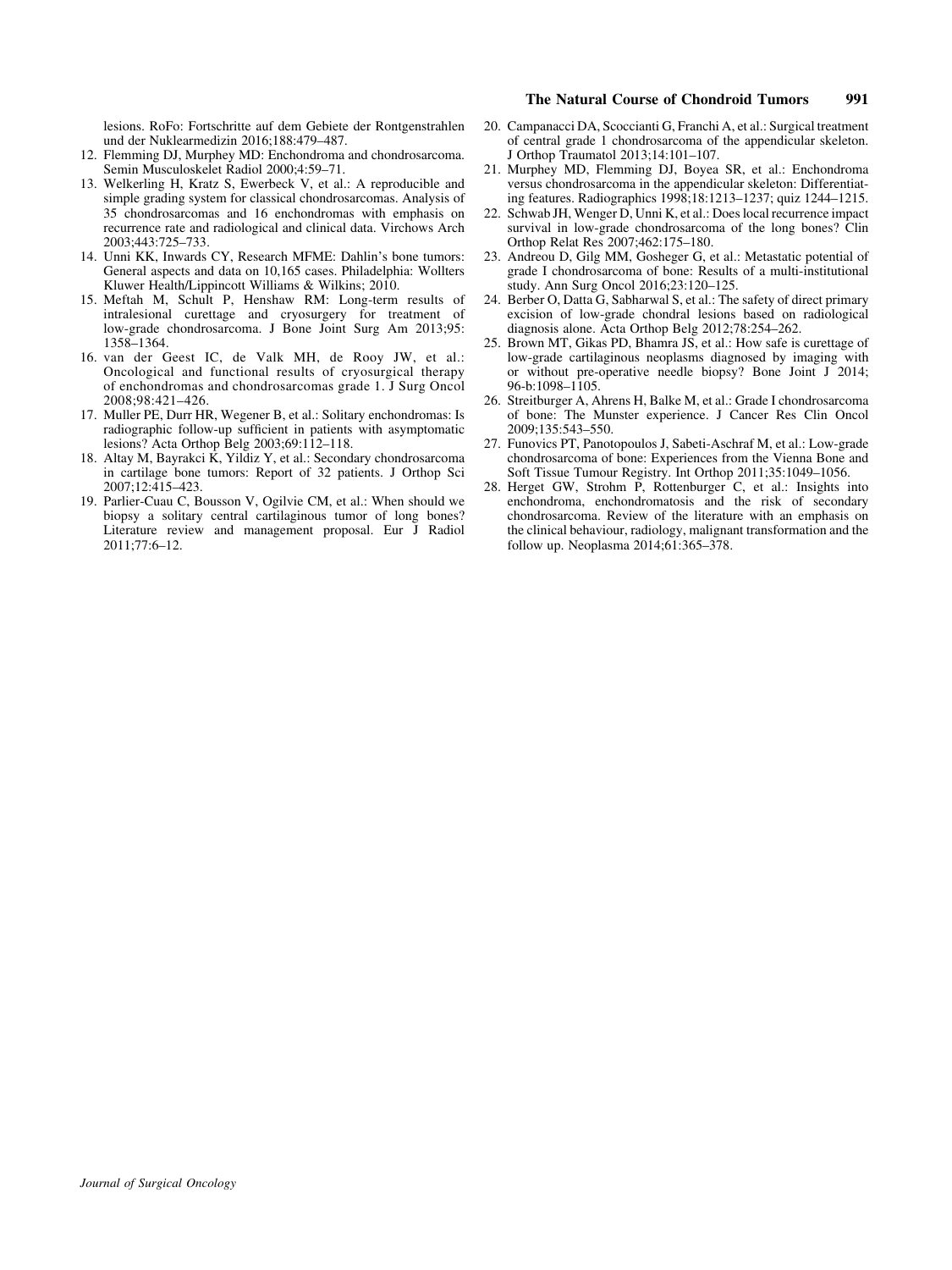lesions. RoFo: Fortschritte auf dem Gebiete der Rontgenstrahlen und der Nuklearmedizin 2016;188:479–487.

12. Flemming DJ, Murphey MD: Enchondroma and chondrosarcoma. Semin Musculoskelet Radiol 2000;4:59–71.
13. Welkerling H, Kratz S, Ewerbeck V, et al.: A reproducible and simple grading system for classical chondrosarcomas. Analysis of 35 chondrosarcomas and 16 enchondromas with emphasis on recurrence rate and radiological and clinical data. Virchows Arch 2003;443:725–733.
14. Unni KK, Inwards CY, Research MFME: Dahlin's bone tumors: General aspects and data on 10,165 cases. Philadelphia: Wollters Kluwer Health/Lippincott Williams & Wilkins; 2010.
15. Meftah M, Schult P, Henshaw RM: Long-term results of intralesional curettage and cryosurgery for treatment of low-grade chondrosarcoma. J Bone Joint Surg Am 2013;95: 1358–1364.
16. van der Geest IC, de Valk MH, de Rooy JW, et al.: Oncological and functional results of cryosurgical therapy of enchondromas and chondrosarcomas grade 1. J Surg Oncol 2008;98:421–426.
17. Muller PE, Durr HR, Wegener B, et al.: Solitary enchondromas: Is radiographic follow-up sufficient in patients with asymptomatic lesions? Acta Orthop Belg 2003;69:112–118.
18. Altay M, Bayrakci K, Yildiz Y, et al.: Secondary chondrosarcoma in cartilage bone tumors: Report of 32 patients. J Orthop Sci 2007;12:415–423.
19. Parlier-Cuau C, Bousson V, Ogilvie CM, et al.: When should we biopsy a solitary central cartilaginous tumor of long bones? Literature review and management proposal. Eur J Radiol 2011;77:6–12.
20. Campanacci DA, Scoccianti G, Franchi A, et al.: Surgical treatment of central grade 1 chondrosarcoma of the appendicular skeleton. J Orthop Traumatol 2013;14:101–107.
21. Murphey MD, Flemming DJ, Boyea SR, et al.: Enchondroma versus chondrosarcoma in the appendicular skeleton: Differentiating features. Radiographics 1998;18:1213–1237; quiz 1244–1215.
22. Schwab JH, Wenger D, Unni K, et al.: Does local recurrence impact survival in low-grade chondrosarcoma of the long bones? Clin Orthop Relat Res 2007;462:175–180.
23. Andreou D, Gilg MM, Gosheger G, et al.: Metastatic potential of grade I chondrosarcoma of bone: Results of a multi-institutional study. Ann Surg Oncol 2016;23:120–125.
24. Berber O, Datta G, Sabharwal S, et al.: The safety of direct primary excision of low-grade chondral lesions based on radiological diagnosis alone. Acta Orthop Belg 2012;78:254–262.
25. Brown MT, Gikas PD, Bhamra JS, et al.: How safe is curettage of low-grade cartilaginous neoplasms diagnosed by imaging with or without pre-operative needle biopsy? Bone Joint J 2014; 96-b:1098–1105.
26. Streitburger A, Ahrens H, Balke M, et al.: Grade I chondrosarcoma of bone: The Munster experience. J Cancer Res Clin Oncol 2009;135:543–550.
27. Funovics PT, Panotopoulos J, Sabeti-Aschraf M, et al.: Low-grade chondrosarcoma of bone: Experiences from the Vienna Bone and Soft Tissue Tumour Registry. Int Orthop 2011;35:1049–1056.
28. Herget GW, Strohm P, Rottenburger C, et al.: Insights into enchondroma, enchondromatosis and the risk of secondary chondrosarcoma. Review of the literature with an emphasis on the clinical behaviour, radiology, malignant transformation and the follow up. Neoplasma 2014;61:365–378.